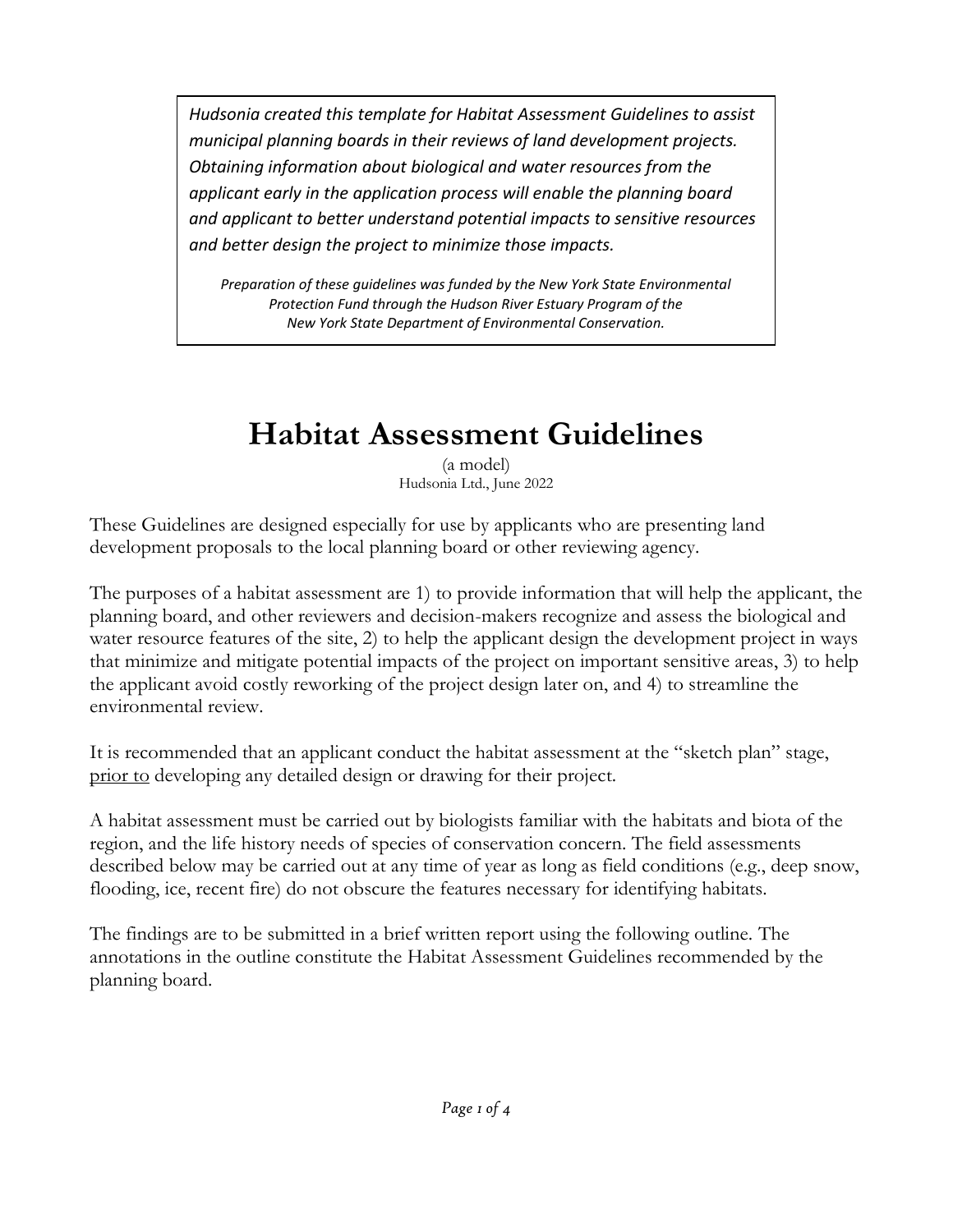*Hudsonia created this template for Habitat Assessment Guidelines to assist municipal planning boards in their reviews of land development projects. Obtaining information about biological and water resources from the applicant early in the application process will enable the planning board and applicant to better understand potential impacts to sensitive resources and better design the project to minimize those impacts.*

*Preparation of these guidelines was funded by the New York State Environmental Protection Fund through the Hudson River Estuary Program of the New York State Department of Environmental Conservation.*

# Habitat Assessment Guidelines

(a model)
Hudsonia Ltd., June 2022

These Guidelines are designed especially for use by applicants who are presenting land development proposals to the local planning board or other reviewing agency.

The purposes of a habitat assessment are 1) to provide information that will help the applicant, the planning board, and other reviewers and decision-makers recognize and assess the biological and water resource features of the site, 2) to help the applicant design the development project in ways that minimize and mitigate potential impacts of the project on important sensitive areas, 3) to help the applicant avoid costly reworking of the project design later on, and 4) to streamline the environmental review.

It is recommended that an applicant conduct the habitat assessment at the "sketch plan" stage, prior to developing any detailed design or drawing for their project.

A habitat assessment must be carried out by biologists familiar with the habitats and biota of the region, and the life history needs of species of conservation concern. The field assessments described below may be carried out at any time of year as long as field conditions (e.g., deep snow, flooding, ice, recent fire) do not obscure the features necessary for identifying habitats.

The findings are to be submitted in a brief written report using the following outline. The annotations in the outline constitute the Habitat Assessment Guidelines recommended by the planning board.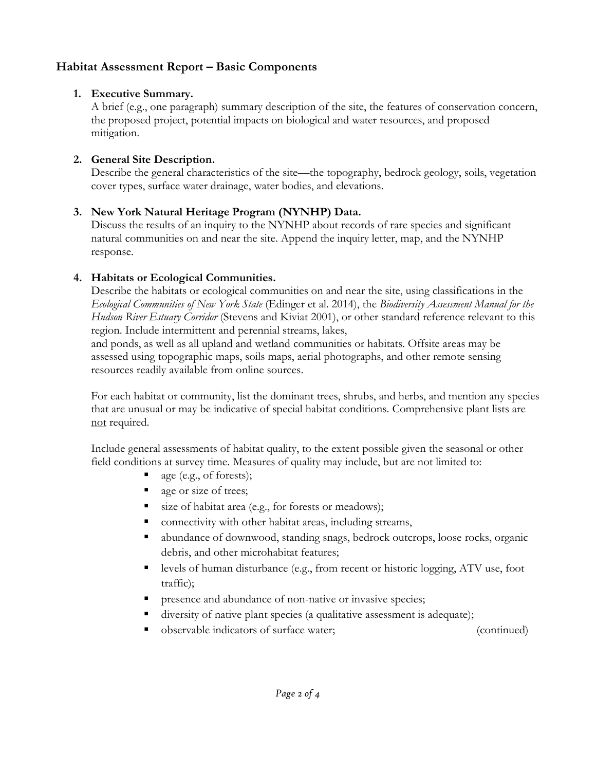## Habitat Assessment Report – Basic Components

1. **Executive Summary.**
   A brief (e.g., one paragraph) summary description of the site, the features of conservation concern, the proposed project, potential impacts on biological and water resources, and proposed mitigation.

2. **General Site Description.**
   Describe the general characteristics of the site—the topography, bedrock geology, soils, vegetation cover types, surface water drainage, water bodies, and elevations.

3. **New York Natural Heritage Program (NYNHP) Data.**
   Discuss the results of an inquiry to the NYNHP about records of rare species and significant natural communities on and near the site. Append the inquiry letter, map, and the NYNHP response.

4. **Habitats or Ecological Communities.**
   Describe the habitats or ecological communities on and near the site, using classifications in the *Ecological Communities of New York State* (Edinger et al. 2014), the *Biodiversity Assessment Manual for the Hudson River Estuary Corridor* (Stevens and Kiviat 2001), or other standard reference relevant to this region. Include intermittent and perennial streams, lakes, and ponds, as well as all upland and wetland communities or habitats. Offsite areas may be assessed using topographic maps, soils maps, aerial photographs, and other remote sensing resources readily available from online sources.

   For each habitat or community, list the dominant trees, shrubs, and herbs, and mention any species that are unusual or may be indicative of special habitat conditions. Comprehensive plant lists are <u>not</u> required.

   Include general assessments of habitat quality, to the extent possible given the seasonal or other field conditions at survey time. Measures of quality may include, but are not limited to:

   - age (e.g., of forests);
   - age or size of trees;
   - size of habitat area (e.g., for forests or meadows);
   - connectivity with other habitat areas, including streams,
   - abundance of downwood, standing snags, bedrock outcrops, loose rocks, organic debris, and other microhabitat features;
   - levels of human disturbance (e.g., from recent or historic logging, ATV use, foot traffic);
   - presence and abundance of non-native or invasive species;
   - diversity of native plant species (a qualitative assessment is adequate);
   - observable indicators of surface water; (continued)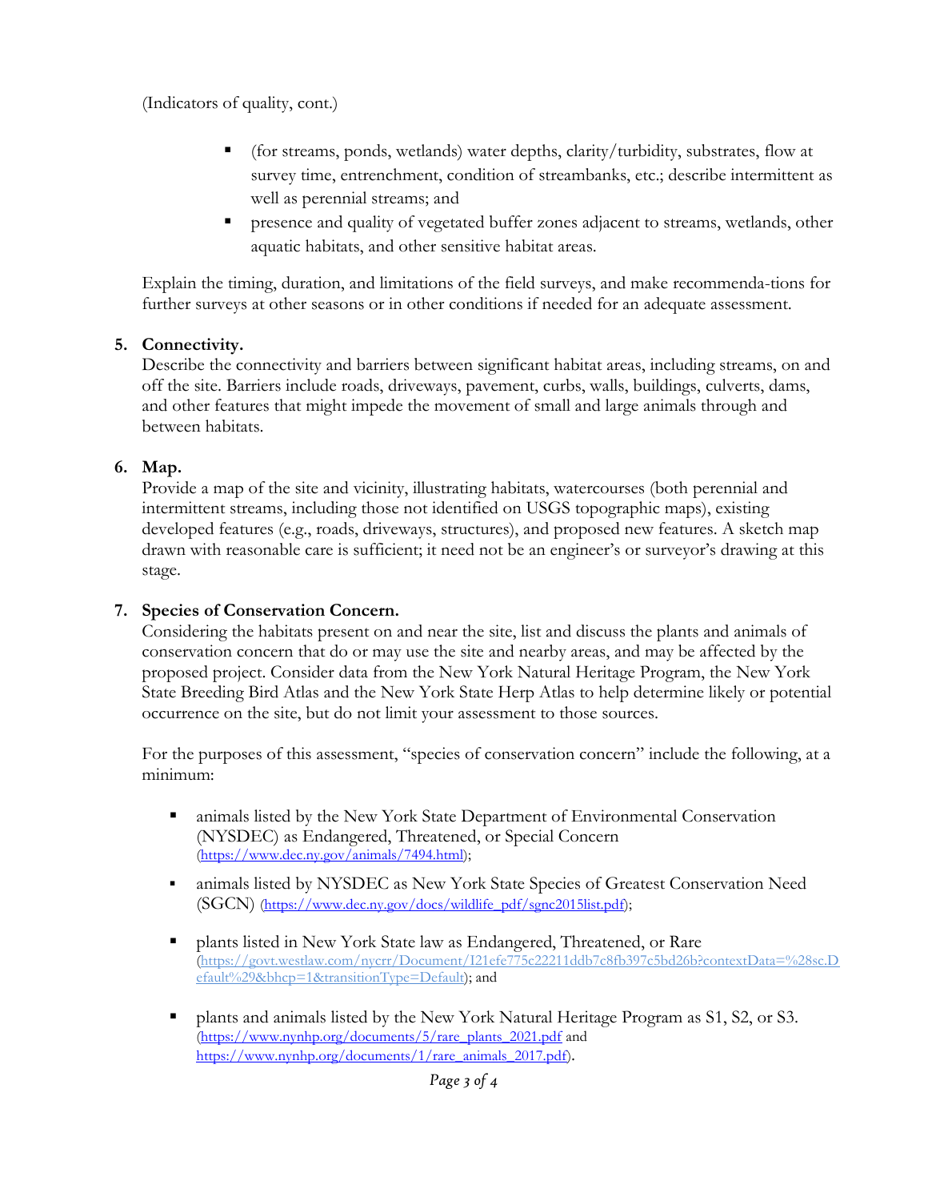(Indicators of quality, cont.)

- (for streams, ponds, wetlands) water depths, clarity/turbidity, substrates, flow at survey time, entrenchment, condition of streambanks, etc.; describe intermittent as well as perennial streams; and
- presence and quality of vegetated buffer zones adjacent to streams, wetlands, other aquatic habitats, and other sensitive habitat areas.

Explain the timing, duration, and limitations of the field surveys, and make recommenda-tions for further surveys at other seasons or in other conditions if needed for an adequate assessment.

5. **Connectivity.**
   Describe the connectivity and barriers between significant habitat areas, including streams, on and off the site. Barriers include roads, driveways, pavement, curbs, walls, buildings, culverts, dams, and other features that might impede the movement of small and large animals through and between habitats.

6. **Map.**
   Provide a map of the site and vicinity, illustrating habitats, watercourses (both perennial and intermittent streams, including those not identified on USGS topographic maps), existing developed features (e.g., roads, driveways, structures), and proposed new features. A sketch map drawn with reasonable care is sufficient; it need not be an engineer's or surveyor's drawing at this stage.

7. **Species of Conservation Concern.**
   Considering the habitats present on and near the site, list and discuss the plants and animals of conservation concern that do or may use the site and nearby areas, and may be affected by the proposed project. Consider data from the New York Natural Heritage Program, the New York State Breeding Bird Atlas and the New York State Herp Atlas to help determine likely or potential occurrence on the site, but do not limit your assessment to those sources.

   For the purposes of this assessment, "species of conservation concern" include the following, at a minimum:

   - animals listed by the New York State Department of Environmental Conservation (NYSDEC) as Endangered, Threatened, or Special Concern (https://www.dec.ny.gov/animals/7494.html);
   - animals listed by NYSDEC as New York State Species of Greatest Conservation Need (SGCN) (https://www.dec.ny.gov/docs/wildlife_pdf/sgcn2015list.pdf);
   - plants listed in New York State law as Endangered, Threatened, or Rare (https://govt.westlaw.com/nycrr/Document/I21efe775c22211ddb7c8fb397c5bd26b?contextData=%28sc.Default%29&bhcp=1&transitionType=Default); and
   - plants and animals listed by the New York Natural Heritage Program as S1, S2, or S3. (https://www.nynhp.org/documents/5/rare_plants_2021.pdf and https://www.nynhp.org/documents/1/rare_animals_2017.pdf).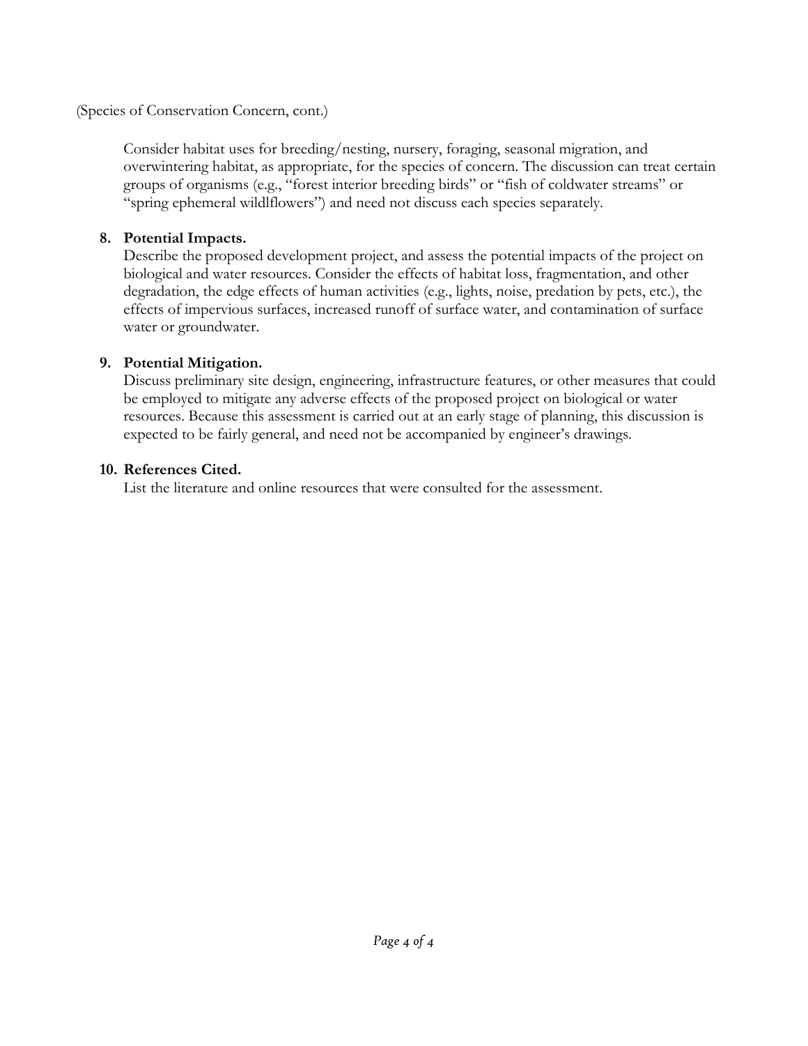(Species of Conservation Concern, cont.)

Consider habitat uses for breeding/nesting, nursery, foraging, seasonal migration, and overwintering habitat, as appropriate, for the species of concern. The discussion can treat certain groups of organisms (e.g., "forest interior breeding birds" or "fish of coldwater streams" or "spring ephemeral wildlflowers") and need not discuss each species separately.

8. **Potential Impacts.**
   Describe the proposed development project, and assess the potential impacts of the project on biological and water resources. Consider the effects of habitat loss, fragmentation, and other degradation, the edge effects of human activities (e.g., lights, noise, predation by pets, etc.), the effects of impervious surfaces, increased runoff of surface water, and contamination of surface water or groundwater.

9. **Potential Mitigation.**
   Discuss preliminary site design, engineering, infrastructure features, or other measures that could be employed to mitigate any adverse effects of the proposed project on biological or water resources. Because this assessment is carried out at an early stage of planning, this discussion is expected to be fairly general, and need not be accompanied by engineer's drawings.

10. **References Cited.**
    List the literature and online resources that were consulted for the assessment.